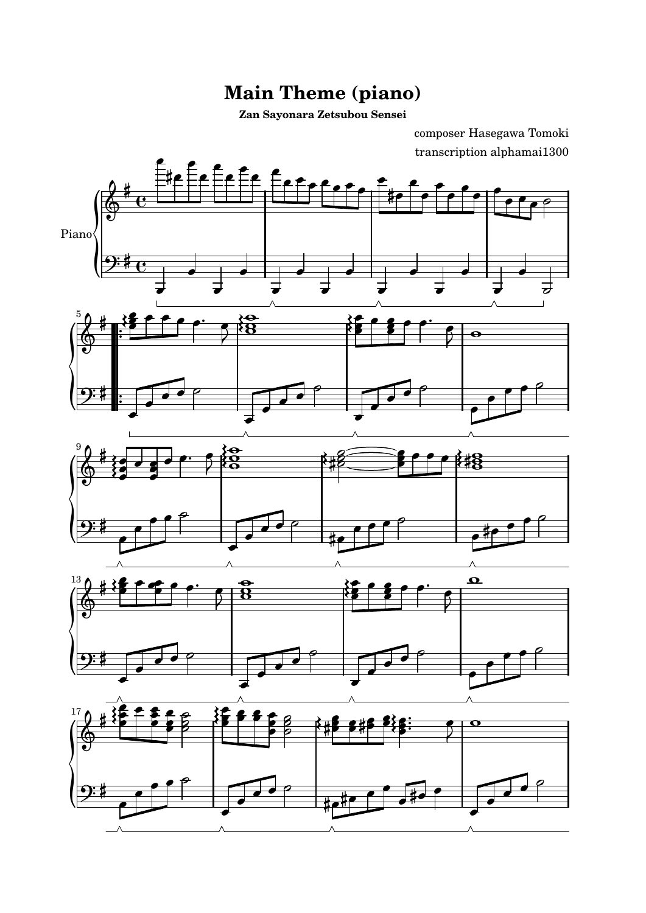# Main Theme (piano)

**Zan Sayonara Zetsubou Sensei**

composer Hasegawa Tomoki

transcription alphamai1300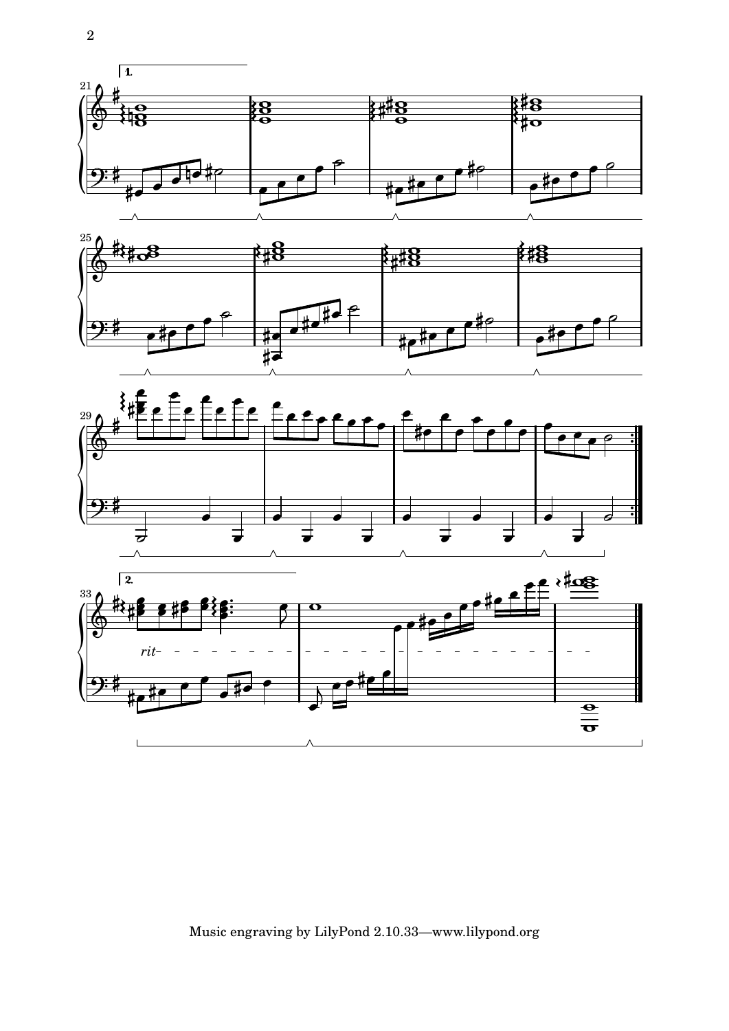Music engraving by LilyPond 2.10.33—www.lilypond.org